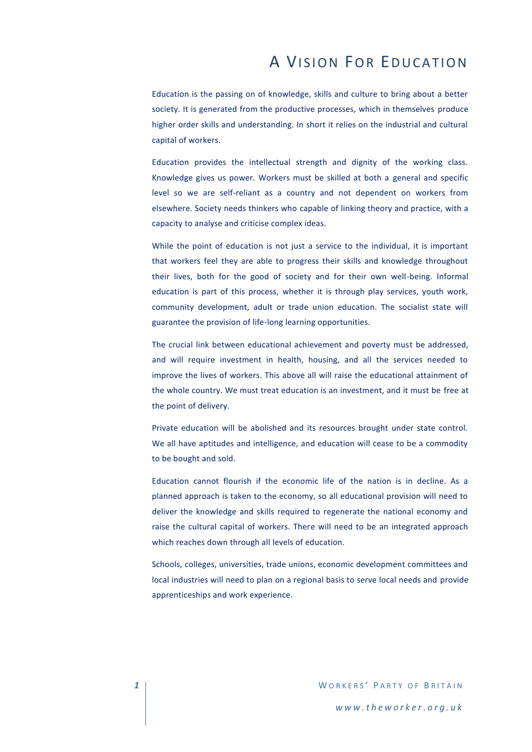# A Vision For Education

Education is the passing on of knowledge, skills and culture to bring about a better society. It is generated from the productive processes, which in themselves produce higher order skills and understanding. In short it relies on the industrial and cultural capital of workers.

Education provides the intellectual strength and dignity of the working class. Knowledge gives us power. Workers must be skilled at both a general and specific level so we are self-reliant as a country and not dependent on workers from elsewhere. Society needs thinkers who capable of linking theory and practice, with a capacity to analyse and criticise complex ideas.

While the point of education is not just a service to the individual, it is important that workers feel they are able to progress their skills and knowledge throughout their lives, both for the good of society and for their own well-being. Informal education is part of this process, whether it is through play services, youth work, community development, adult or trade union education. The socialist state will guarantee the provision of life-long learning opportunities.

The crucial link between educational achievement and poverty must be addressed, and will require investment in health, housing, and all the services needed to improve the lives of workers. This above all will raise the educational attainment of the whole country. We must treat education is an investment, and it must be free at the point of delivery.

Private education will be abolished and its resources brought under state control. We all have aptitudes and intelligence, and education will cease to be a commodity to be bought and sold.

Education cannot flourish if the economic life of the nation is in decline. As a planned approach is taken to the economy, so all educational provision will need to deliver the knowledge and skills required to regenerate the national economy and raise the cultural capital of workers. There will need to be an integrated approach which reaches down through all levels of education.

Schools, colleges, universities, trade unions, economic development committees and local industries will need to plan on a regional basis to serve local needs and provide apprenticeships and work experience.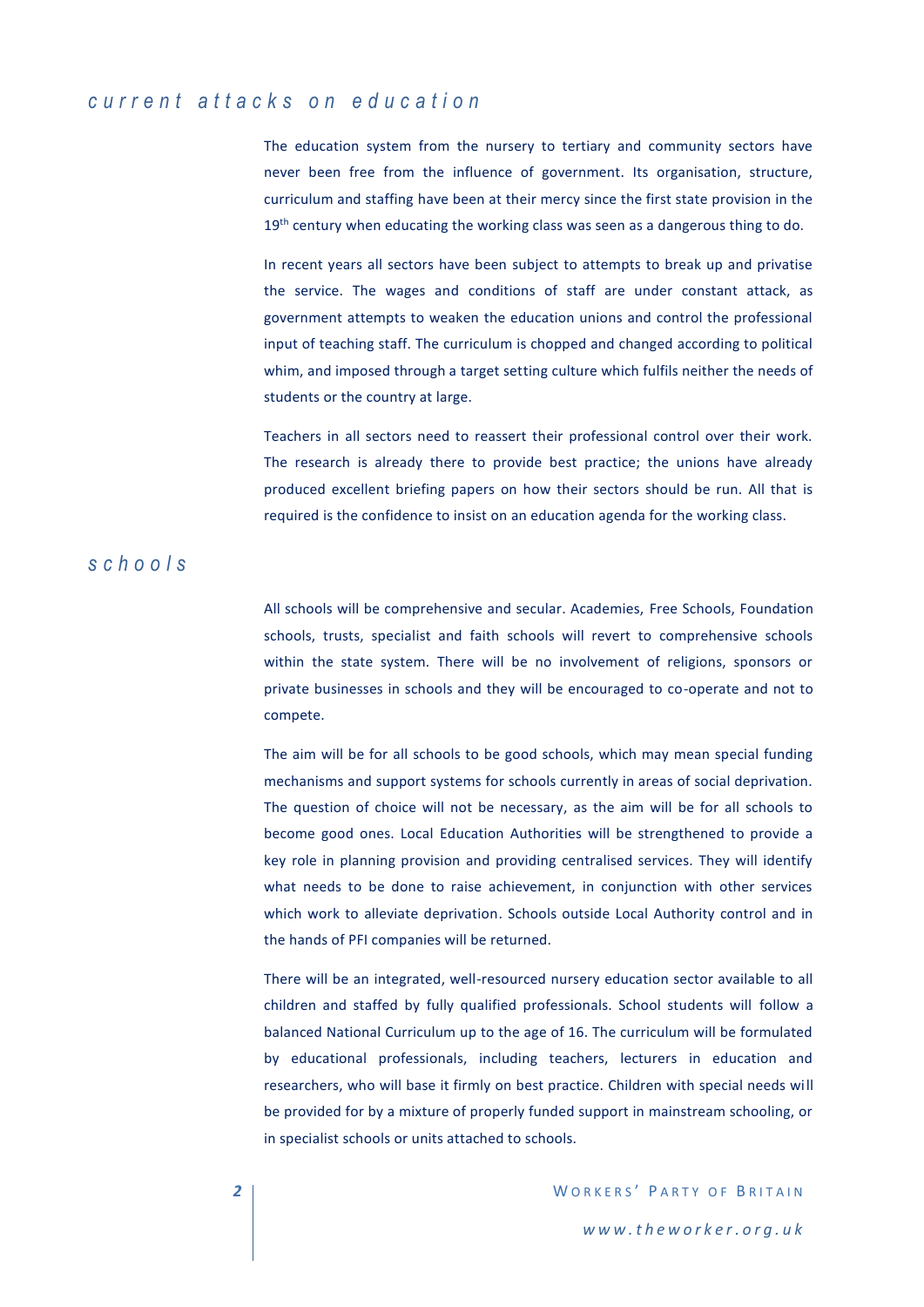## current attacks on education

The education system from the nursery to tertiary and community sectors have never been free from the influence of government. Its organisation, structure, curriculum and staffing have been at their mercy since the first state provision in the 19th century when educating the working class was seen as a dangerous thing to do.

In recent years all sectors have been subject to attempts to break up and privatise the service. The wages and conditions of staff are under constant attack, as government attempts to weaken the education unions and control the professional input of teaching staff. The curriculum is chopped and changed according to political whim, and imposed through a target setting culture which fulfils neither the needs of students or the country at large.

Teachers in all sectors need to reassert their professional control over their work. The research is already there to provide best practice; the unions have already produced excellent briefing papers on how their sectors should be run. All that is required is the confidence to insist on an education agenda for the working class.

## schools

All schools will be comprehensive and secular. Academies, Free Schools, Foundation schools, trusts, specialist and faith schools will revert to comprehensive schools within the state system. There will be no involvement of religions, sponsors or private businesses in schools and they will be encouraged to co-operate and not to compete.

The aim will be for all schools to be good schools, which may mean special funding mechanisms and support systems for schools currently in areas of social deprivation. The question of choice will not be necessary, as the aim will be for all schools to become good ones. Local Education Authorities will be strengthened to provide a key role in planning provision and providing centralised services. They will identify what needs to be done to raise achievement, in conjunction with other services which work to alleviate deprivation. Schools outside Local Authority control and in the hands of PFI companies will be returned.

There will be an integrated, well-resourced nursery education sector available to all children and staffed by fully qualified professionals. School students will follow a balanced National Curriculum up to the age of 16. The curriculum will be formulated by educational professionals, including teachers, lecturers in education and researchers, who will base it firmly on best practice. Children with special needs will be provided for by a mixture of properly funded support in mainstream schooling, or in specialist schools or units attached to schools.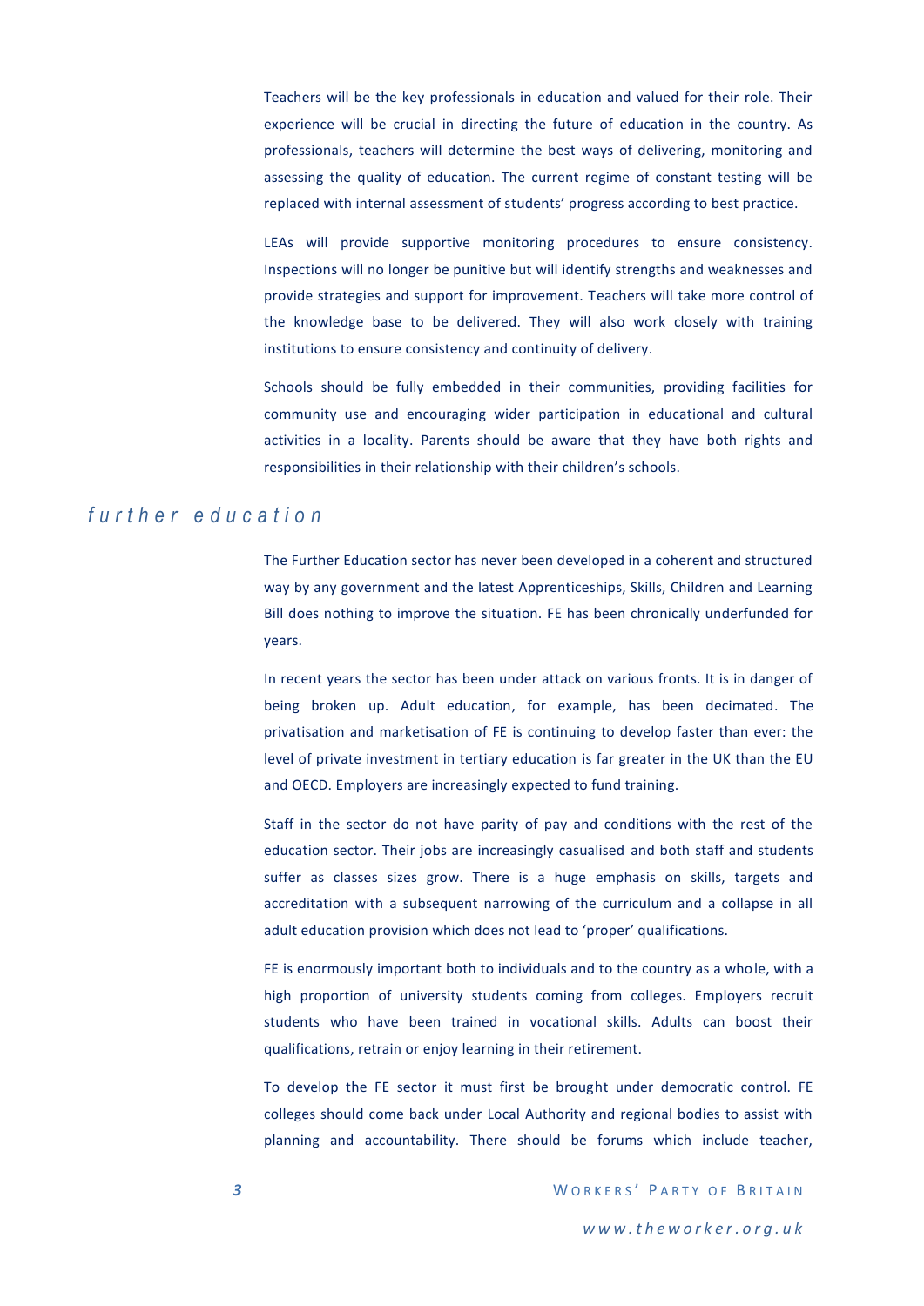Teachers will be the key professionals in education and valued for their role. Their experience will be crucial in directing the future of education in the country. As professionals, teachers will determine the best ways of delivering, monitoring and assessing the quality of education. The current regime of constant testing will be replaced with internal assessment of students' progress according to best practice.

LEAs will provide supportive monitoring procedures to ensure consistency. Inspections will no longer be punitive but will identify strengths and weaknesses and provide strategies and support for improvement. Teachers will take more control of the knowledge base to be delivered. They will also work closely with training institutions to ensure consistency and continuity of delivery.

Schools should be fully embedded in their communities, providing facilities for community use and encouraging wider participation in educational and cultural activities in a locality. Parents should be aware that they have both rights and responsibilities in their relationship with their children's schools.

## *further education*

The Further Education sector has never been developed in a coherent and structured way by any government and the latest Apprenticeships, Skills, Children and Learning Bill does nothing to improve the situation. FE has been chronically underfunded for years.

In recent years the sector has been under attack on various fronts. It is in danger of being broken up. Adult education, for example, has been decimated. The privatisation and marketisation of FE is continuing to develop faster than ever: the level of private investment in tertiary education is far greater in the UK than the EU and OECD. Employers are increasingly expected to fund training.

Staff in the sector do not have parity of pay and conditions with the rest of the education sector. Their jobs are increasingly casualised and both staff and students suffer as classes sizes grow. There is a huge emphasis on skills, targets and accreditation with a subsequent narrowing of the curriculum and a collapse in all adult education provision which does not lead to 'proper' qualifications.

FE is enormously important both to individuals and to the country as a whole, with a high proportion of university students coming from colleges. Employers recruit students who have been trained in vocational skills. Adults can boost their qualifications, retrain or enjoy learning in their retirement.

To develop the FE sector it must first be brought under democratic control. FE colleges should come back under Local Authority and regional bodies to assist with planning and accountability. There should be forums which include teacher,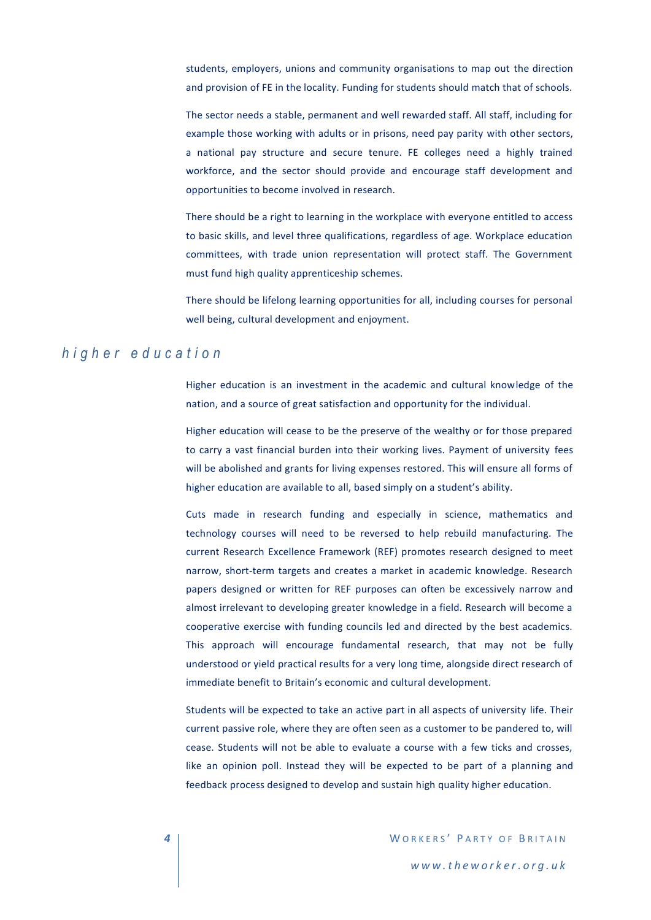students, employers, unions and community organisations to map out the direction and provision of FE in the locality. Funding for students should match that of schools.

The sector needs a stable, permanent and well rewarded staff. All staff, including for example those working with adults or in prisons, need pay parity with other sectors, a national pay structure and secure tenure. FE colleges need a highly trained workforce, and the sector should provide and encourage staff development and opportunities to become involved in research.

There should be a right to learning in the workplace with everyone entitled to access to basic skills, and level three qualifications, regardless of age. Workplace education committees, with trade union representation will protect staff. The Government must fund high quality apprenticeship schemes.

There should be lifelong learning opportunities for all, including courses for personal well being, cultural development and enjoyment.

## *higher education*

Higher education is an investment in the academic and cultural knowledge of the nation, and a source of great satisfaction and opportunity for the individual.

Higher education will cease to be the preserve of the wealthy or for those prepared to carry a vast financial burden into their working lives. Payment of university fees will be abolished and grants for living expenses restored. This will ensure all forms of higher education are available to all, based simply on a student's ability.

Cuts made in research funding and especially in science, mathematics and technology courses will need to be reversed to help rebuild manufacturing. The current Research Excellence Framework (REF) promotes research designed to meet narrow, short-term targets and creates a market in academic knowledge. Research papers designed or written for REF purposes can often be excessively narrow and almost irrelevant to developing greater knowledge in a field. Research will become a cooperative exercise with funding councils led and directed by the best academics. This approach will encourage fundamental research, that may not be fully understood or yield practical results for a very long time, alongside direct research of immediate benefit to Britain's economic and cultural development.

Students will be expected to take an active part in all aspects of university life. Their current passive role, where they are often seen as a customer to be pandered to, will cease. Students will not be able to evaluate a course with a few ticks and crosses, like an opinion poll. Instead they will be expected to be part of a planning and feedback process designed to develop and sustain high quality higher education.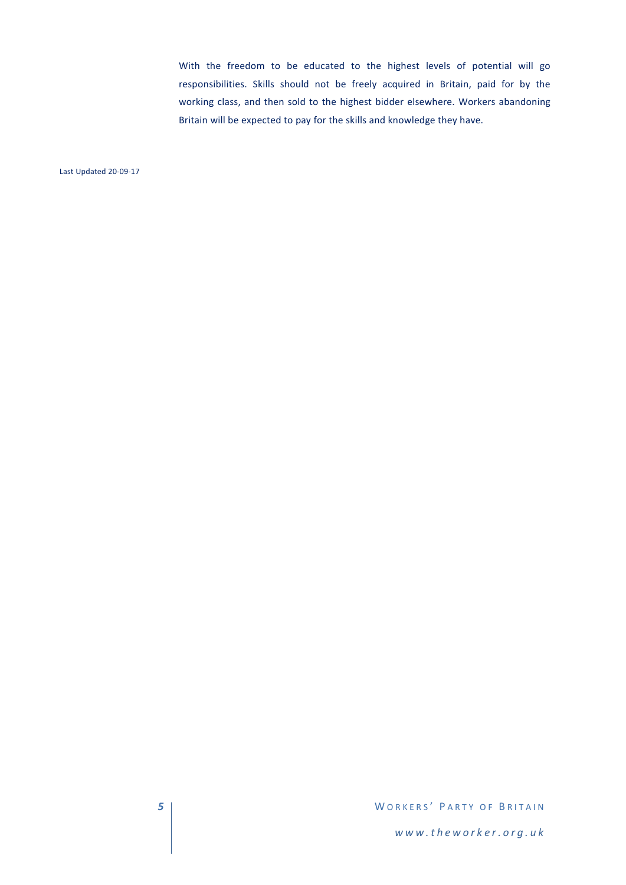With the freedom to be educated to the highest levels of potential will go responsibilities. Skills should not be freely acquired in Britain, paid for by the working class, and then sold to the highest bidder elsewhere. Workers abandoning Britain will be expected to pay for the skills and knowledge they have.

Last Updated 20-09-17